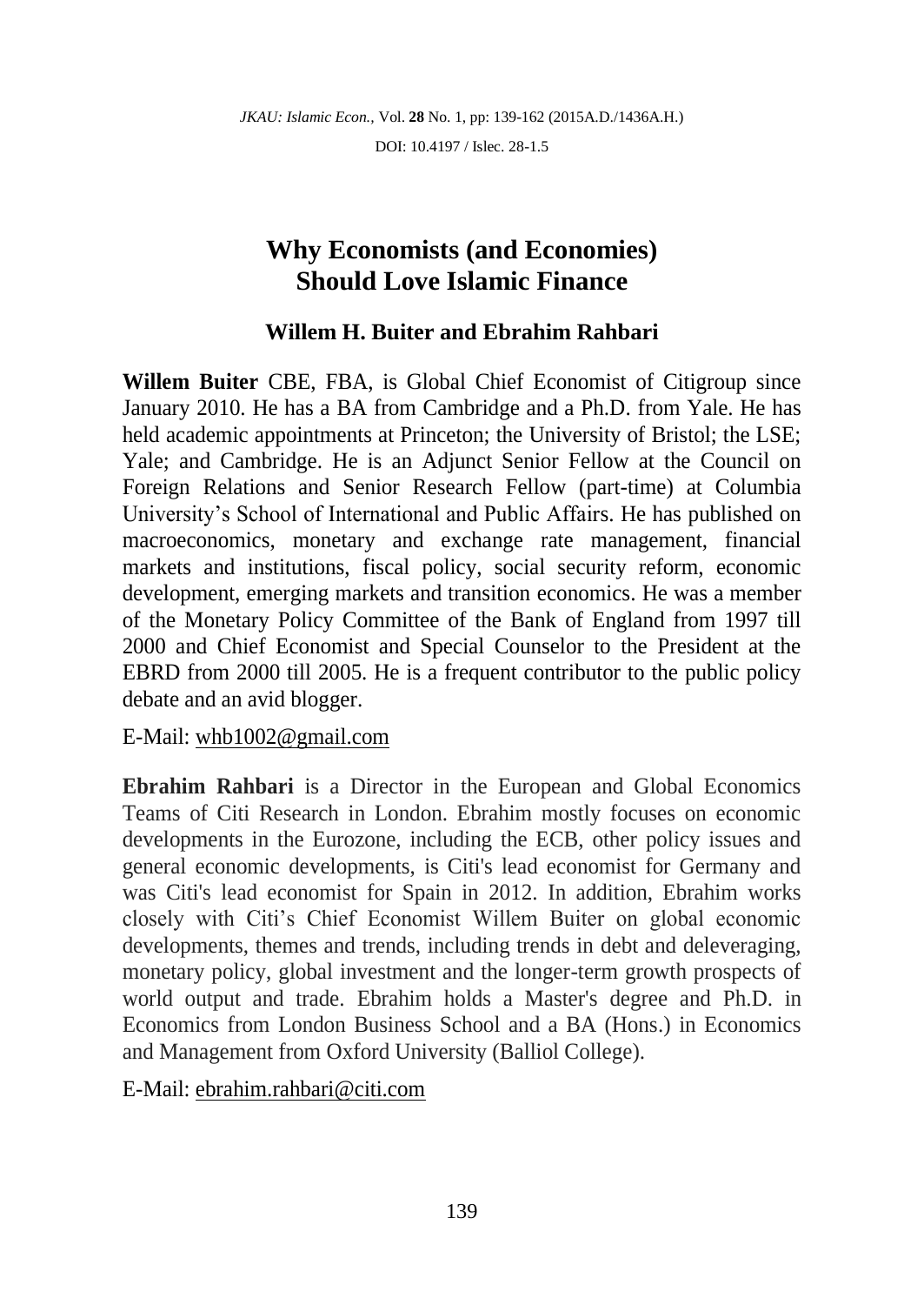# Why Economists (and Economies) Should Love Islamic Finance

**Willem H. Buiter and Ebrahim Rahbari**

**Willem Buiter** CBE, FBA, is Global Chief Economist of Citigroup since January 2010. He has a BA from Cambridge and a Ph.D. from Yale. He has held academic appointments at Princeton; the University of Bristol; the LSE; Yale; and Cambridge. He is an Adjunct Senior Fellow at the Council on Foreign Relations and Senior Research Fellow (part-time) at Columbia University's School of International and Public Affairs. He has published on macroeconomics, monetary and exchange rate management, financial markets and institutions, fiscal policy, social security reform, economic development, emerging markets and transition economics. He was a member of the Monetary Policy Committee of the Bank of England from 1997 till 2000 and Chief Economist and Special Counselor to the President at the EBRD from 2000 till 2005. He is a frequent contributor to the public policy debate and an avid blogger.

E-Mail: whb1002@gmail.com

**Ebrahim Rahbari** is a Director in the European and Global Economics Teams of Citi Research in London. Ebrahim mostly focuses on economic developments in the Eurozone, including the ECB, other policy issues and general economic developments, is Citi's lead economist for Germany and was Citi's lead economist for Spain in 2012. In addition, Ebrahim works closely with Citi's Chief Economist Willem Buiter on global economic developments, themes and trends, including trends in debt and deleveraging, monetary policy, global investment and the longer-term growth prospects of world output and trade. Ebrahim holds a Master's degree and Ph.D. in Economics from London Business School and a BA (Hons.) in Economics and Management from Oxford University (Balliol College).

E-Mail: ebrahim.rahbari@citi.com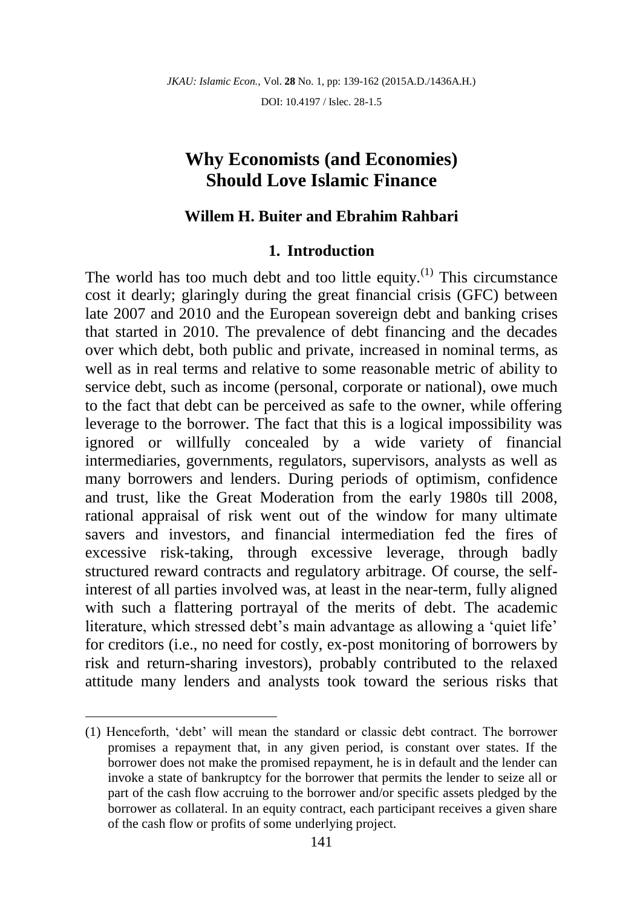# Why Economists (and Economies) Should Love Islamic Finance

## Willem H. Buiter and Ebrahim Rahbari

## 1. Introduction

The world has too much debt and too little equity.[(1)] This circumstance cost it dearly; glaringly during the great financial crisis (GFC) between late 2007 and 2010 and the European sovereign debt and banking crises that started in 2010. The prevalence of debt financing and the decades over which debt, both public and private, increased in nominal terms, as well as in real terms and relative to some reasonable metric of ability to service debt, such as income (personal, corporate or national), owe much to the fact that debt can be perceived as safe to the owner, while offering leverage to the borrower. The fact that this is a logical impossibility was ignored or willfully concealed by a wide variety of financial intermediaries, governments, regulators, supervisors, analysts as well as many borrowers and lenders. During periods of optimism, confidence and trust, like the Great Moderation from the early 1980s till 2008, rational appraisal of risk went out of the window for many ultimate savers and investors, and financial intermediation fed the fires of excessive risk-taking, through excessive leverage, through badly structured reward contracts and regulatory arbitrage. Of course, the self-interest of all parties involved was, at least in the near-term, fully aligned with such a flattering portrayal of the merits of debt. The academic literature, which stressed debt's main advantage as allowing a 'quiet life' for creditors (i.e., no need for costly, ex-post monitoring of borrowers by risk and return-sharing investors), probably contributed to the relaxed attitude many lenders and analysts took toward the serious risks that

---

(1) Henceforth, 'debt' will mean the standard or classic debt contract. The borrower promises a repayment that, in any given period, is constant over states. If the borrower does not make the promised repayment, he is in default and the lender can invoke a state of bankruptcy for the borrower that permits the lender to seize all or part of the cash flow accruing to the borrower and/or specific assets pledged by the borrower as collateral. In an equity contract, each participant receives a given share of the cash flow or profits of some underlying project.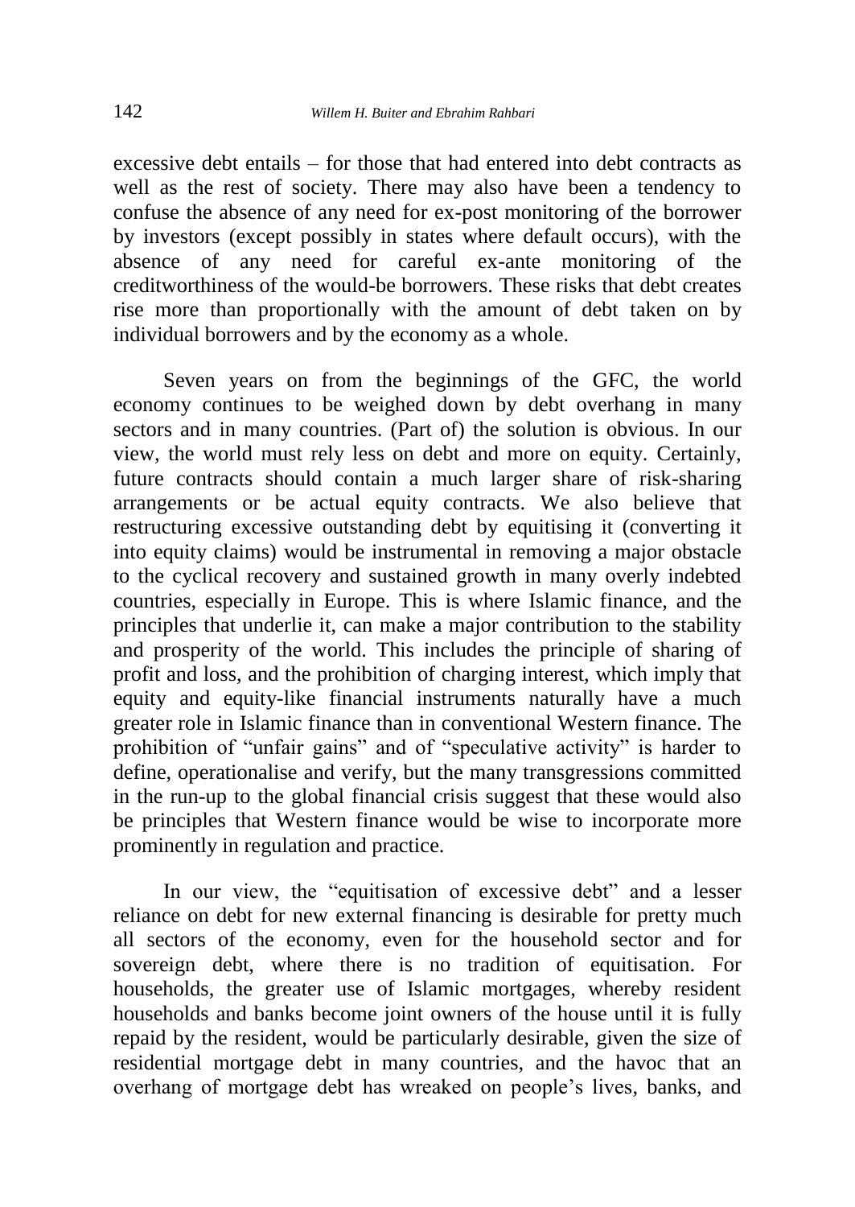excessive debt entails – for those that had entered into debt contracts as well as the rest of society. There may also have been a tendency to confuse the absence of any need for ex-post monitoring of the borrower by investors (except possibly in states where default occurs), with the absence of any need for careful ex-ante monitoring of the creditworthiness of the would-be borrowers. These risks that debt creates rise more than proportionally with the amount of debt taken on by individual borrowers and by the economy as a whole.

Seven years on from the beginnings of the GFC, the world economy continues to be weighed down by debt overhang in many sectors and in many countries. (Part of) the solution is obvious. In our view, the world must rely less on debt and more on equity. Certainly, future contracts should contain a much larger share of risk-sharing arrangements or be actual equity contracts. We also believe that restructuring excessive outstanding debt by equitising it (converting it into equity claims) would be instrumental in removing a major obstacle to the cyclical recovery and sustained growth in many overly indebted countries, especially in Europe. This is where Islamic finance, and the principles that underlie it, can make a major contribution to the stability and prosperity of the world. This includes the principle of sharing of profit and loss, and the prohibition of charging interest, which imply that equity and equity-like financial instruments naturally have a much greater role in Islamic finance than in conventional Western finance. The prohibition of "unfair gains" and of "speculative activity" is harder to define, operationalise and verify, but the many transgressions committed in the run-up to the global financial crisis suggest that these would also be principles that Western finance would be wise to incorporate more prominently in regulation and practice.

In our view, the "equitisation of excessive debt" and a lesser reliance on debt for new external financing is desirable for pretty much all sectors of the economy, even for the household sector and for sovereign debt, where there is no tradition of equitisation. For households, the greater use of Islamic mortgages, whereby resident households and banks become joint owners of the house until it is fully repaid by the resident, would be particularly desirable, given the size of residential mortgage debt in many countries, and the havoc that an overhang of mortgage debt has wreaked on people's lives, banks, and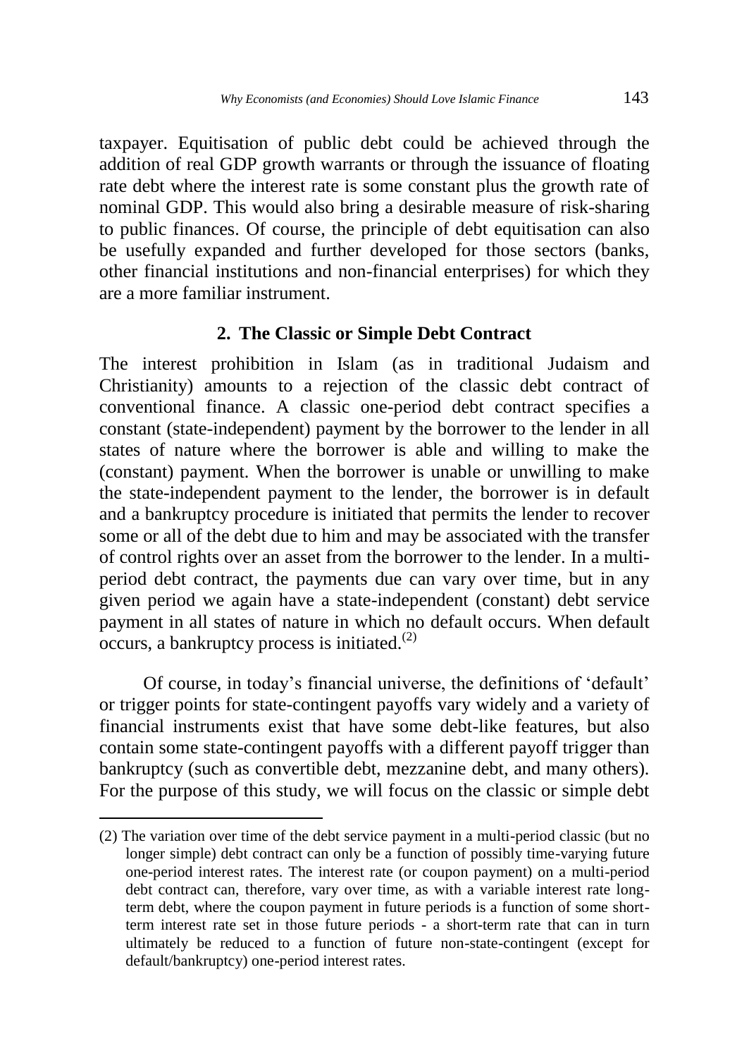taxpayer. Equitisation of public debt could be achieved through the addition of real GDP growth warrants or through the issuance of floating rate debt where the interest rate is some constant plus the growth rate of nominal GDP. This would also bring a desirable measure of risk-sharing to public finances. Of course, the principle of debt equitisation can also be usefully expanded and further developed for those sectors (banks, other financial institutions and non-financial enterprises) for which they are a more familiar instrument.

## 2. The Classic or Simple Debt Contract

The interest prohibition in Islam (as in traditional Judaism and Christianity) amounts to a rejection of the classic debt contract of conventional finance. A classic one-period debt contract specifies a constant (state-independent) payment by the borrower to the lender in all states of nature where the borrower is able and willing to make the (constant) payment. When the borrower is unable or unwilling to make the state-independent payment to the lender, the borrower is in default and a bankruptcy procedure is initiated that permits the lender to recover some or all of the debt due to him and may be associated with the transfer of control rights over an asset from the borrower to the lender. In a multi-period debt contract, the payments due can vary over time, but in any given period we again have a state-independent (constant) debt service payment in all states of nature in which no default occurs. When default occurs, a bankruptcy process is initiated.[2]

Of course, in today's financial universe, the definitions of 'default' or trigger points for state-contingent payoffs vary widely and a variety of financial instruments exist that have some debt-like features, but also contain some state-contingent payoffs with a different payoff trigger than bankruptcy (such as convertible debt, mezzanine debt, and many others). For the purpose of this study, we will focus on the classic or simple debt

(2) The variation over time of the debt service payment in a multi-period classic (but no longer simple) debt contract can only be a function of possibly time-varying future one-period interest rates. The interest rate (or coupon payment) on a multi-period debt contract can, therefore, vary over time, as with a variable interest rate long-term debt, where the coupon payment in future periods is a function of some short-term interest rate set in those future periods - a short-term rate that can in turn ultimately be reduced to a function of future non-state-contingent (except for default/bankruptcy) one-period interest rates.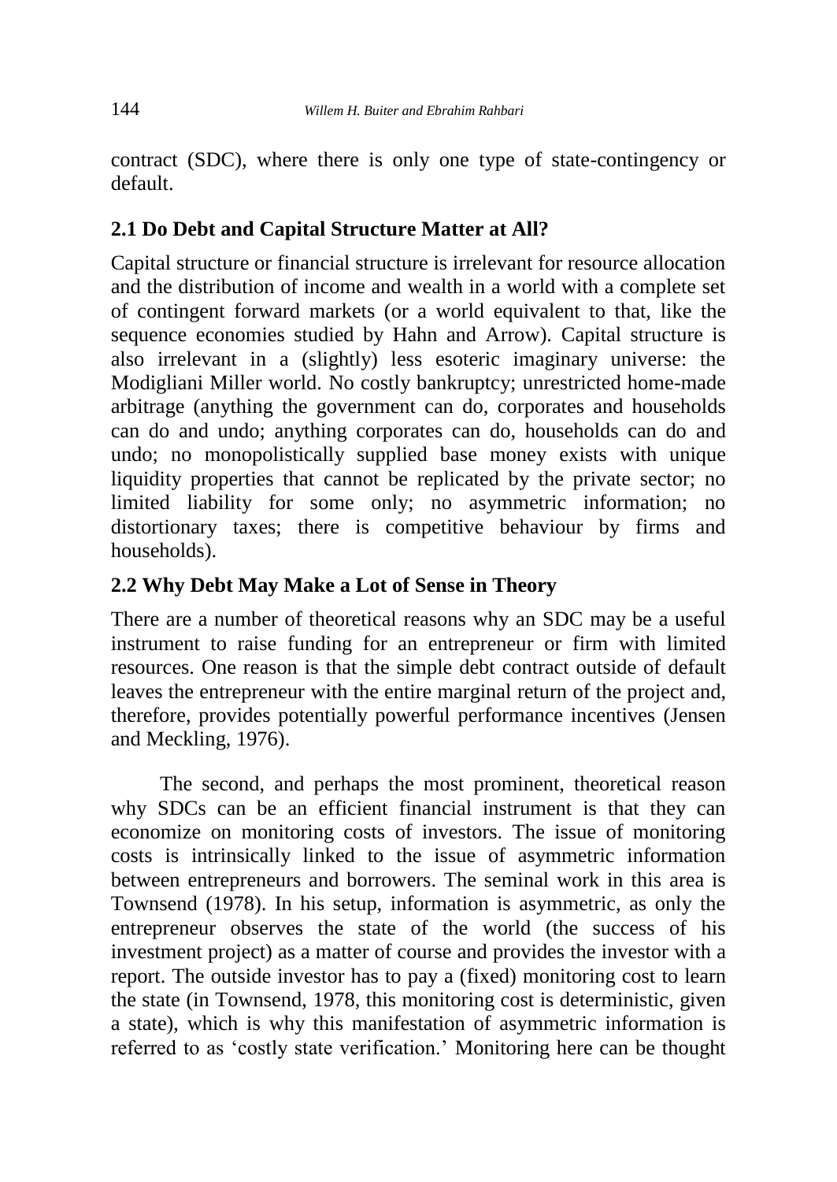contract (SDC), where there is only one type of state-contingency or default.

## 2.1 Do Debt and Capital Structure Matter at All?

Capital structure or financial structure is irrelevant for resource allocation and the distribution of income and wealth in a world with a complete set of contingent forward markets (or a world equivalent to that, like the sequence economies studied by Hahn and Arrow). Capital structure is also irrelevant in a (slightly) less esoteric imaginary universe: the Modigliani Miller world. No costly bankruptcy; unrestricted home-made arbitrage (anything the government can do, corporates and households can do and undo; anything corporates can do, households can do and undo; no monopolistically supplied base money exists with unique liquidity properties that cannot be replicated by the private sector; no limited liability for some only; no asymmetric information; no distortionary taxes; there is competitive behaviour by firms and households).

## 2.2 Why Debt May Make a Lot of Sense in Theory

There are a number of theoretical reasons why an SDC may be a useful instrument to raise funding for an entrepreneur or firm with limited resources. One reason is that the simple debt contract outside of default leaves the entrepreneur with the entire marginal return of the project and, therefore, provides potentially powerful performance incentives (Jensen and Meckling, 1976).

The second, and perhaps the most prominent, theoretical reason why SDCs can be an efficient financial instrument is that they can economize on monitoring costs of investors. The issue of monitoring costs is intrinsically linked to the issue of asymmetric information between entrepreneurs and borrowers. The seminal work in this area is Townsend (1978). In his setup, information is asymmetric, as only the entrepreneur observes the state of the world (the success of his investment project) as a matter of course and provides the investor with a report. The outside investor has to pay a (fixed) monitoring cost to learn the state (in Townsend, 1978, this monitoring cost is deterministic, given a state), which is why this manifestation of asymmetric information is referred to as 'costly state verification.' Monitoring here can be thought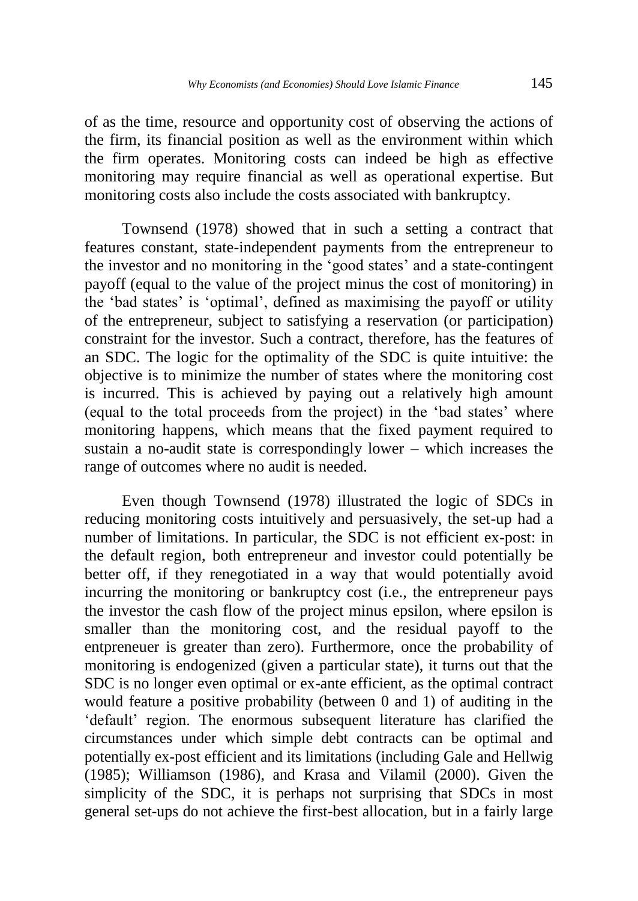of as the time, resource and opportunity cost of observing the actions of the firm, its financial position as well as the environment within which the firm operates. Monitoring costs can indeed be high as effective monitoring may require financial as well as operational expertise. But monitoring costs also include the costs associated with bankruptcy.

Townsend (1978) showed that in such a setting a contract that features constant, state-independent payments from the entrepreneur to the investor and no monitoring in the 'good states' and a state-contingent payoff (equal to the value of the project minus the cost of monitoring) in the 'bad states' is 'optimal', defined as maximising the payoff or utility of the entrepreneur, subject to satisfying a reservation (or participation) constraint for the investor. Such a contract, therefore, has the features of an SDC. The logic for the optimality of the SDC is quite intuitive: the objective is to minimize the number of states where the monitoring cost is incurred. This is achieved by paying out a relatively high amount (equal to the total proceeds from the project) in the 'bad states' where monitoring happens, which means that the fixed payment required to sustain a no-audit state is correspondingly lower – which increases the range of outcomes where no audit is needed.

Even though Townsend (1978) illustrated the logic of SDCs in reducing monitoring costs intuitively and persuasively, the set-up had a number of limitations. In particular, the SDC is not efficient ex-post: in the default region, both entrepreneur and investor could potentially be better off, if they renegotiated in a way that would potentially avoid incurring the monitoring or bankruptcy cost (i.e., the entrepreneur pays the investor the cash flow of the project minus epsilon, where epsilon is smaller than the monitoring cost, and the residual payoff to the entpreneuer is greater than zero). Furthermore, once the probability of monitoring is endogenized (given a particular state), it turns out that the SDC is no longer even optimal or ex-ante efficient, as the optimal contract would feature a positive probability (between 0 and 1) of auditing in the 'default' region. The enormous subsequent literature has clarified the circumstances under which simple debt contracts can be optimal and potentially ex-post efficient and its limitations (including Gale and Hellwig (1985); Williamson (1986), and Krasa and Vilamil (2000). Given the simplicity of the SDC, it is perhaps not surprising that SDCs in most general set-ups do not achieve the first-best allocation, but in a fairly large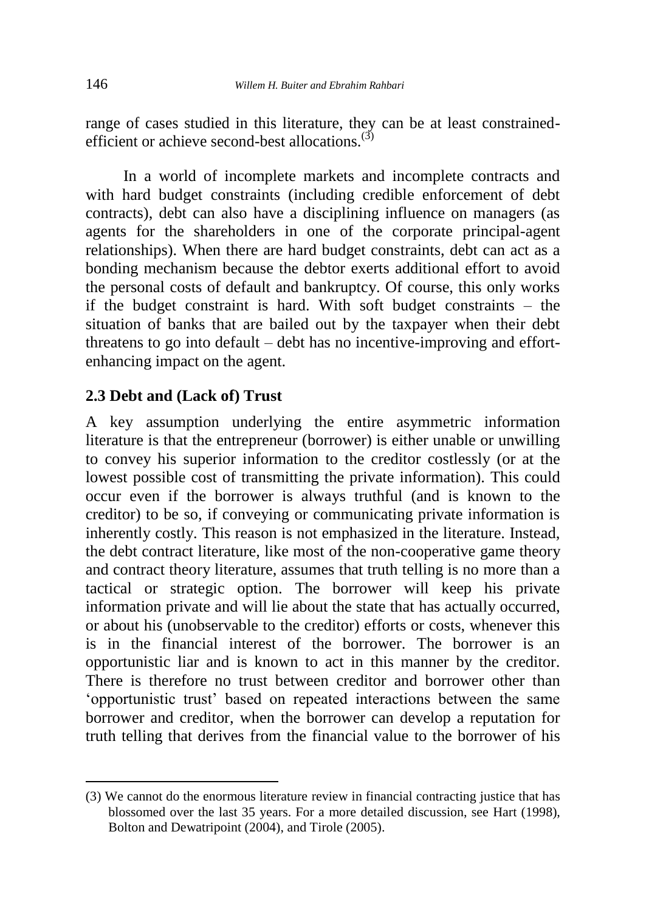range of cases studied in this literature, they can be at least constrained-efficient or achieve second-best allocations.[3]

In a world of incomplete markets and incomplete contracts and with hard budget constraints (including credible enforcement of debt contracts), debt can also have a disciplining influence on managers (as agents for the shareholders in one of the corporate principal-agent relationships). When there are hard budget constraints, debt can act as a bonding mechanism because the debtor exerts additional effort to avoid the personal costs of default and bankruptcy. Of course, this only works if the budget constraint is hard. With soft budget constraints – the situation of banks that are bailed out by the taxpayer when their debt threatens to go into default – debt has no incentive-improving and effort-enhancing impact on the agent.

## 2.3 Debt and (Lack of) Trust

A key assumption underlying the entire asymmetric information literature is that the entrepreneur (borrower) is either unable or unwilling to convey his superior information to the creditor costlessly (or at the lowest possible cost of transmitting the private information). This could occur even if the borrower is always truthful (and is known to the creditor) to be so, if conveying or communicating private information is inherently costly. This reason is not emphasized in the literature. Instead, the debt contract literature, like most of the non-cooperative game theory and contract theory literature, assumes that truth telling is no more than a tactical or strategic option. The borrower will keep his private information private and will lie about the state that has actually occurred, or about his (unobservable to the creditor) efforts or costs, whenever this is in the financial interest of the borrower. The borrower is an opportunistic liar and is known to act in this manner by the creditor. There is therefore no trust between creditor and borrower other than 'opportunistic trust' based on repeated interactions between the same borrower and creditor, when the borrower can develop a reputation for truth telling that derives from the financial value to the borrower of his

(3) We cannot do the enormous literature review in financial contracting justice that has blossomed over the last 35 years. For a more detailed discussion, see Hart (1998), Bolton and Dewatripoint (2004), and Tirole (2005).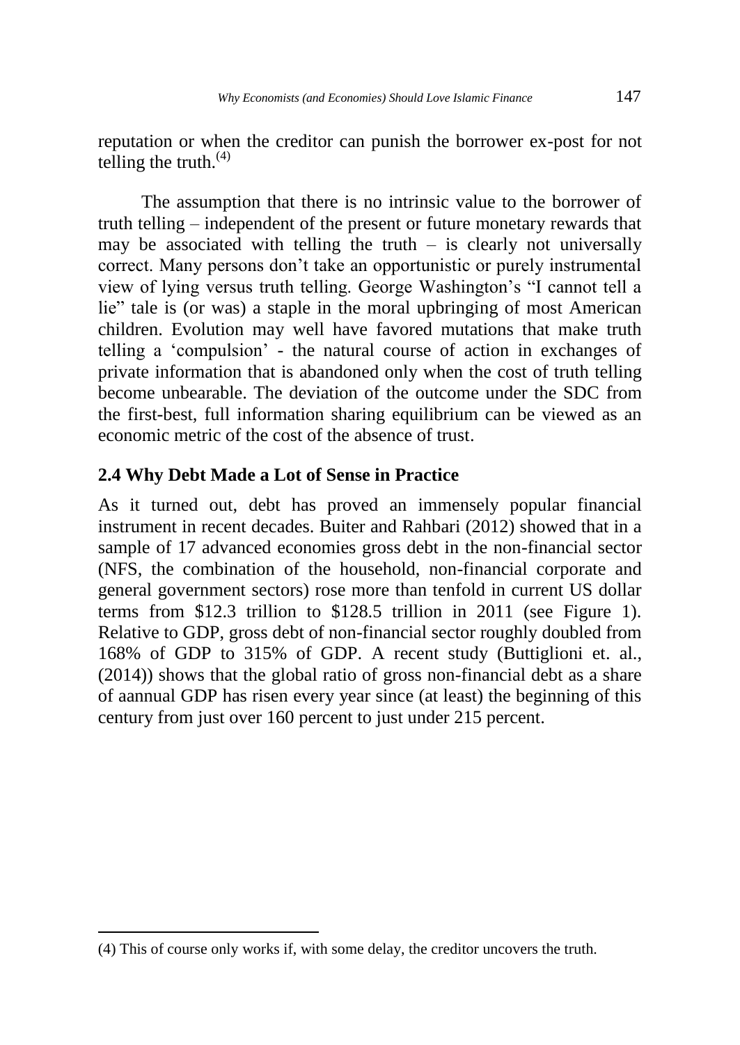reputation or when the creditor can punish the borrower ex-post for not telling the truth.[(4)]

The assumption that there is no intrinsic value to the borrower of truth telling – independent of the present or future monetary rewards that may be associated with telling the truth – is clearly not universally correct. Many persons don't take an opportunistic or purely instrumental view of lying versus truth telling. George Washington's "I cannot tell a lie" tale is (or was) a staple in the moral upbringing of most American children. Evolution may well have favored mutations that make truth telling a 'compulsion' - the natural course of action in exchanges of private information that is abandoned only when the cost of truth telling become unbearable. The deviation of the outcome under the SDC from the first-best, full information sharing equilibrium can be viewed as an economic metric of the cost of the absence of trust.

## 2.4 Why Debt Made a Lot of Sense in Practice

As it turned out, debt has proved an immensely popular financial instrument in recent decades. Buiter and Rahbari (2012) showed that in a sample of 17 advanced economies gross debt in the non-financial sector (NFS, the combination of the household, non-financial corporate and general government sectors) rose more than tenfold in current US dollar terms from $12.3 trillion to $128.5 trillion in 2011 (see Figure 1). Relative to GDP, gross debt of non-financial sector roughly doubled from 168% of GDP to 315% of GDP. A recent study (Buttiglioni et. al., (2014)) shows that the global ratio of gross non-financial debt as a share of aannual GDP has risen every year since (at least) the beginning of this century from just over 160 percent to just under 215 percent.

---

(4) This of course only works if, with some delay, the creditor uncovers the truth.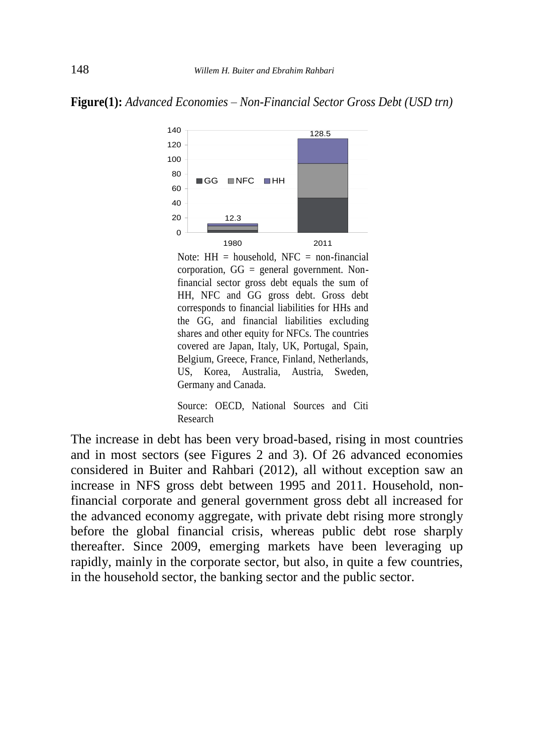**Figure(1):** *Advanced Economies – Non-Financial Sector Gross Debt (USD trn)*

Note: HH = household, NFC = non-financial corporation, GG = general government. Non-financial sector gross debt equals the sum of HH, NFC and GG gross debt. Gross debt corresponds to financial liabilities for HHs and the GG, and financial liabilities excluding shares and other equity for NFCs. The countries covered are Japan, Italy, UK, Portugal, Spain, Belgium, Greece, France, Finland, Netherlands, US, Korea, Australia, Austria, Sweden, Germany and Canada.

Source: OECD, National Sources and Citi Research

The increase in debt has been very broad-based, rising in most countries and in most sectors (see Figures 2 and 3). Of 26 advanced economies considered in Buiter and Rahbari (2012), all without exception saw an increase in NFS gross debt between 1995 and 2011. Household, non-financial corporate and general government gross debt all increased for the advanced economy aggregate, with private debt rising more strongly before the global financial crisis, whereas public debt rose sharply thereafter. Since 2009, emerging markets have been leveraging up rapidly, mainly in the corporate sector, but also, in quite a few countries, in the household sector, the banking sector and the public sector.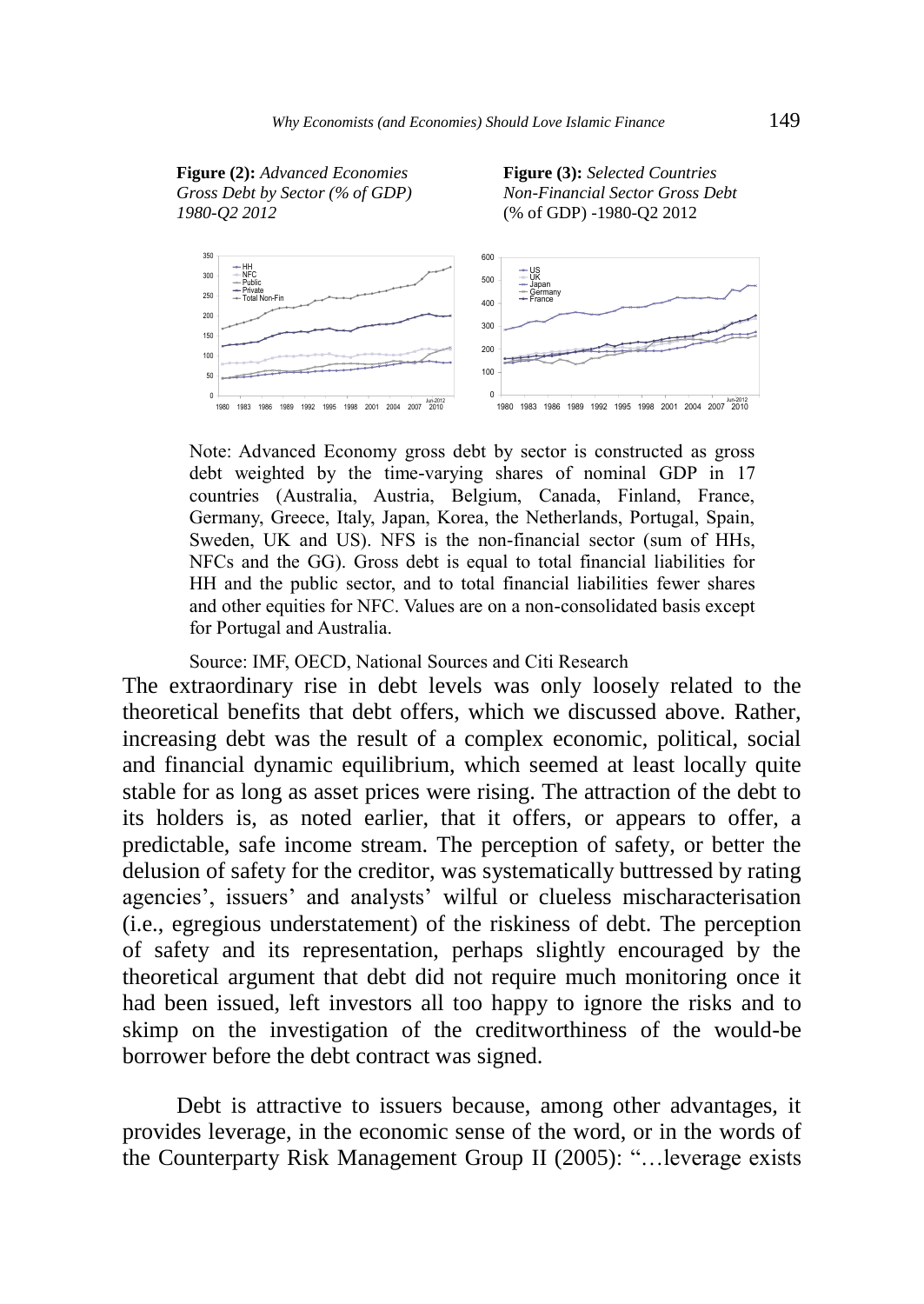**Figure (2):** *Advanced Economies Gross Debt by Sector (% of GDP) 1980-Q2 2012*

**Figure (3):** *Selected Countries Non-Financial Sector Gross Debt* (% of GDP) -1980-Q2 2012

Note: Advanced Economy gross debt by sector is constructed as gross debt weighted by the time-varying shares of nominal GDP in 17 countries (Australia, Austria, Belgium, Canada, Finland, France, Germany, Greece, Italy, Japan, Korea, the Netherlands, Portugal, Spain, Sweden, UK and US). NFS is the non-financial sector (sum of HHs, NFCs and the GG). Gross debt is equal to total financial liabilities for HH and the public sector, and to total financial liabilities fewer shares and other equities for NFC. Values are on a non-consolidated basis except for Portugal and Australia.

Source: IMF, OECD, National Sources and Citi Research

The extraordinary rise in debt levels was only loosely related to the theoretical benefits that debt offers, which we discussed above. Rather, increasing debt was the result of a complex economic, political, social and financial dynamic equilibrium, which seemed at least locally quite stable for as long as asset prices were rising. The attraction of the debt to its holders is, as noted earlier, that it offers, or appears to offer, a predictable, safe income stream. The perception of safety, or better the delusion of safety for the creditor, was systematically buttressed by rating agencies', issuers' and analysts' wilful or clueless mischaracterisation (i.e., egregious understatement) of the riskiness of debt. The perception of safety and its representation, perhaps slightly encouraged by the theoretical argument that debt did not require much monitoring once it had been issued, left investors all too happy to ignore the risks and to skimp on the investigation of the creditworthiness of the would-be borrower before the debt contract was signed.

Debt is attractive to issuers because, among other advantages, it provides leverage, in the economic sense of the word, or in the words of the Counterparty Risk Management Group II (2005): "…leverage exists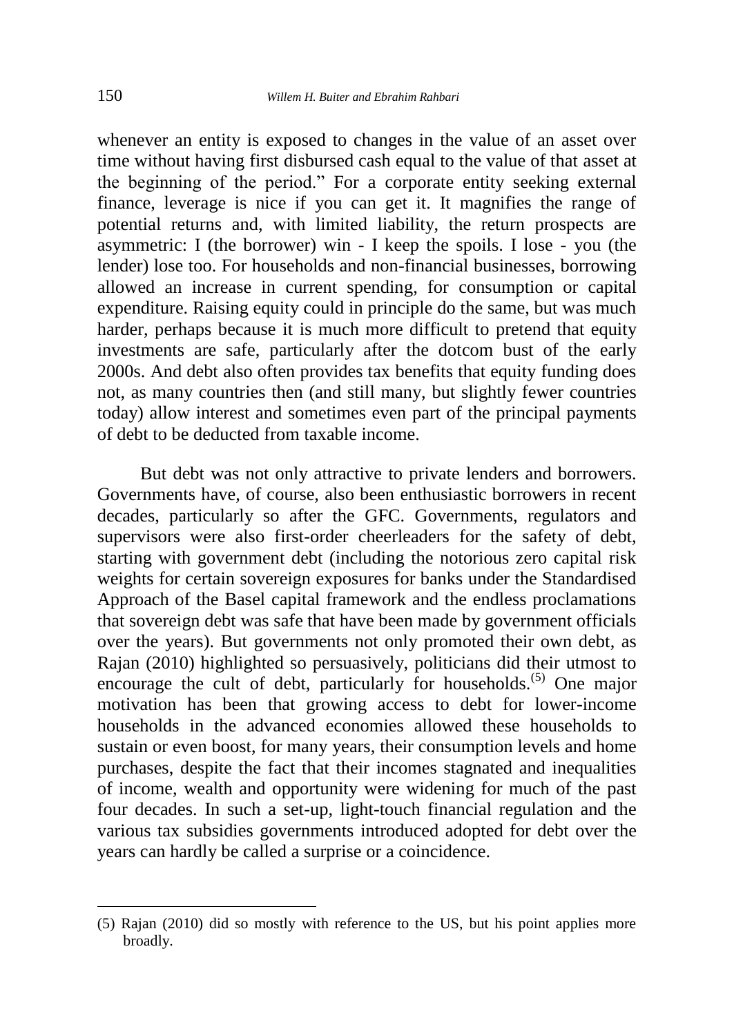whenever an entity is exposed to changes in the value of an asset over time without having first disbursed cash equal to the value of that asset at the beginning of the period." For a corporate entity seeking external finance, leverage is nice if you can get it. It magnifies the range of potential returns and, with limited liability, the return prospects are asymmetric: I (the borrower) win - I keep the spoils. I lose - you (the lender) lose too. For households and non-financial businesses, borrowing allowed an increase in current spending, for consumption or capital expenditure. Raising equity could in principle do the same, but was much harder, perhaps because it is much more difficult to pretend that equity investments are safe, particularly after the dotcom bust of the early 2000s. And debt also often provides tax benefits that equity funding does not, as many countries then (and still many, but slightly fewer countries today) allow interest and sometimes even part of the principal payments of debt to be deducted from taxable income.

But debt was not only attractive to private lenders and borrowers. Governments have, of course, also been enthusiastic borrowers in recent decades, particularly so after the GFC. Governments, regulators and supervisors were also first-order cheerleaders for the safety of debt, starting with government debt (including the notorious zero capital risk weights for certain sovereign exposures for banks under the Standardised Approach of the Basel capital framework and the endless proclamations that sovereign debt was safe that have been made by government officials over the years). But governments not only promoted their own debt, as Rajan (2010) highlighted so persuasively, politicians did their utmost to encourage the cult of debt, particularly for households.[5] One major motivation has been that growing access to debt for lower-income households in the advanced economies allowed these households to sustain or even boost, for many years, their consumption levels and home purchases, despite the fact that their incomes stagnated and inequalities of income, wealth and opportunity were widening for much of the past four decades. In such a set-up, light-touch financial regulation and the various tax subsidies governments introduced adopted for debt over the years can hardly be called a surprise or a coincidence.

---

(5) Rajan (2010) did so mostly with reference to the US, but his point applies more broadly.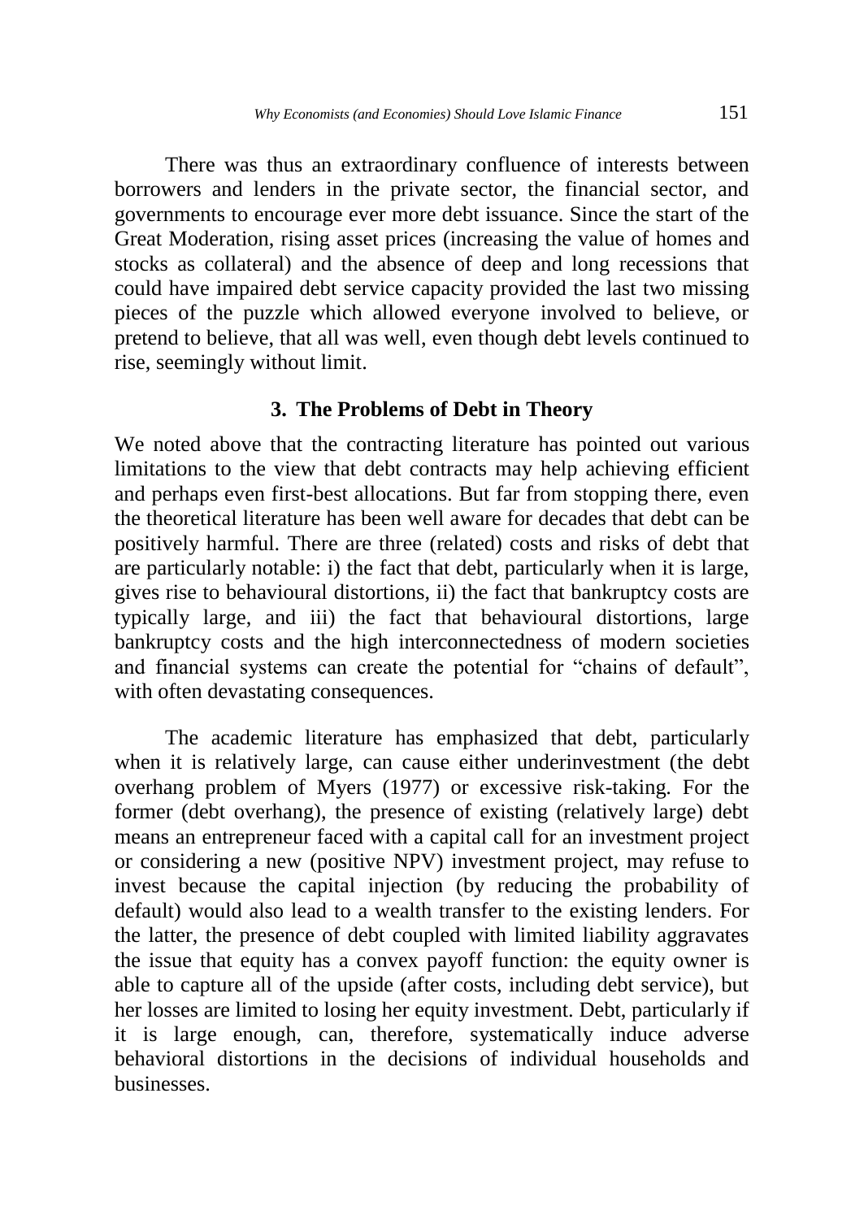There was thus an extraordinary confluence of interests between borrowers and lenders in the private sector, the financial sector, and governments to encourage ever more debt issuance. Since the start of the Great Moderation, rising asset prices (increasing the value of homes and stocks as collateral) and the absence of deep and long recessions that could have impaired debt service capacity provided the last two missing pieces of the puzzle which allowed everyone involved to believe, or pretend to believe, that all was well, even though debt levels continued to rise, seemingly without limit.

## 3. The Problems of Debt in Theory

We noted above that the contracting literature has pointed out various limitations to the view that debt contracts may help achieving efficient and perhaps even first-best allocations. But far from stopping there, even the theoretical literature has been well aware for decades that debt can be positively harmful. There are three (related) costs and risks of debt that are particularly notable: i) the fact that debt, particularly when it is large, gives rise to behavioural distortions, ii) the fact that bankruptcy costs are typically large, and iii) the fact that behavioural distortions, large bankruptcy costs and the high interconnectedness of modern societies and financial systems can create the potential for "chains of default", with often devastating consequences.

The academic literature has emphasized that debt, particularly when it is relatively large, can cause either underinvestment (the debt overhang problem of Myers (1977) or excessive risk-taking. For the former (debt overhang), the presence of existing (relatively large) debt means an entrepreneur faced with a capital call for an investment project or considering a new (positive NPV) investment project, may refuse to invest because the capital injection (by reducing the probability of default) would also lead to a wealth transfer to the existing lenders. For the latter, the presence of debt coupled with limited liability aggravates the issue that equity has a convex payoff function: the equity owner is able to capture all of the upside (after costs, including debt service), but her losses are limited to losing her equity investment. Debt, particularly if it is large enough, can, therefore, systematically induce adverse behavioral distortions in the decisions of individual households and businesses.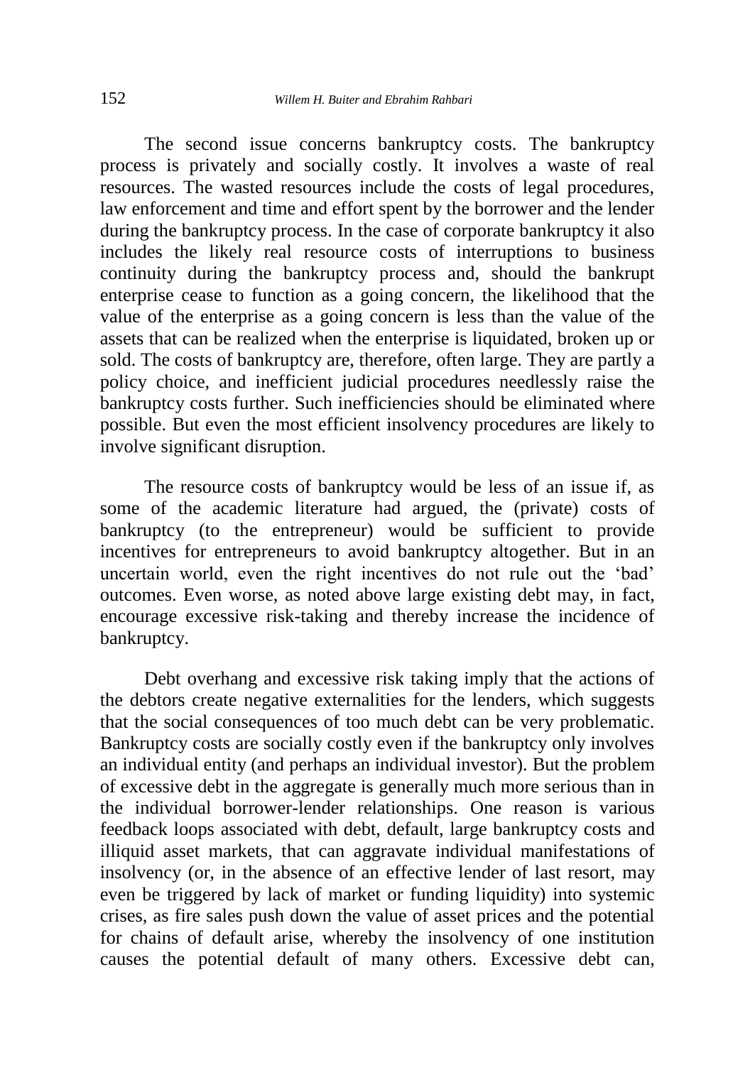The second issue concerns bankruptcy costs. The bankruptcy process is privately and socially costly. It involves a waste of real resources. The wasted resources include the costs of legal procedures, law enforcement and time and effort spent by the borrower and the lender during the bankruptcy process. In the case of corporate bankruptcy it also includes the likely real resource costs of interruptions to business continuity during the bankruptcy process and, should the bankrupt enterprise cease to function as a going concern, the likelihood that the value of the enterprise as a going concern is less than the value of the assets that can be realized when the enterprise is liquidated, broken up or sold. The costs of bankruptcy are, therefore, often large. They are partly a policy choice, and inefficient judicial procedures needlessly raise the bankruptcy costs further. Such inefficiencies should be eliminated where possible. But even the most efficient insolvency procedures are likely to involve significant disruption.

The resource costs of bankruptcy would be less of an issue if, as some of the academic literature had argued, the (private) costs of bankruptcy (to the entrepreneur) would be sufficient to provide incentives for entrepreneurs to avoid bankruptcy altogether. But in an uncertain world, even the right incentives do not rule out the 'bad' outcomes. Even worse, as noted above large existing debt may, in fact, encourage excessive risk-taking and thereby increase the incidence of bankruptcy.

Debt overhang and excessive risk taking imply that the actions of the debtors create negative externalities for the lenders, which suggests that the social consequences of too much debt can be very problematic. Bankruptcy costs are socially costly even if the bankruptcy only involves an individual entity (and perhaps an individual investor). But the problem of excessive debt in the aggregate is generally much more serious than in the individual borrower-lender relationships. One reason is various feedback loops associated with debt, default, large bankruptcy costs and illiquid asset markets, that can aggravate individual manifestations of insolvency (or, in the absence of an effective lender of last resort, may even be triggered by lack of market or funding liquidity) into systemic crises, as fire sales push down the value of asset prices and the potential for chains of default arise, whereby the insolvency of one institution causes the potential default of many others. Excessive debt can,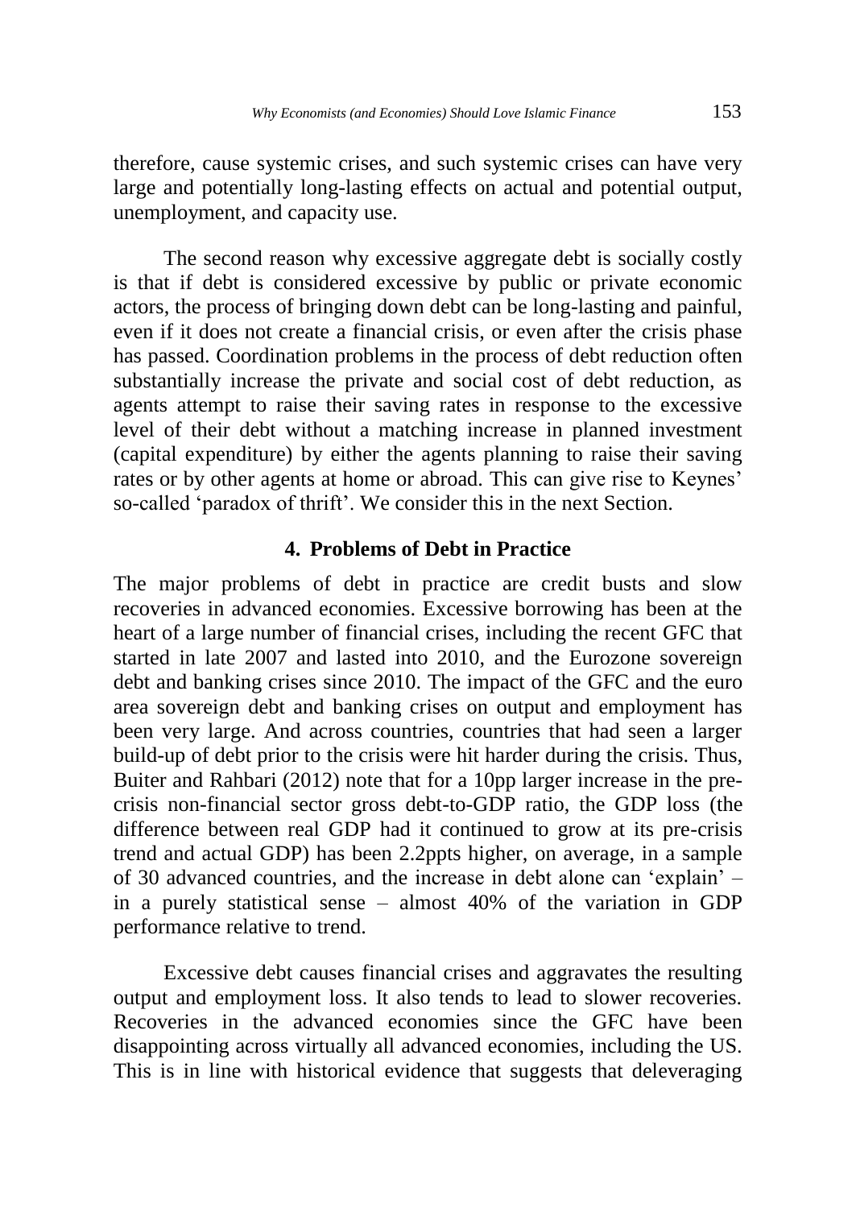therefore, cause systemic crises, and such systemic crises can have very large and potentially long-lasting effects on actual and potential output, unemployment, and capacity use.

The second reason why excessive aggregate debt is socially costly is that if debt is considered excessive by public or private economic actors, the process of bringing down debt can be long-lasting and painful, even if it does not create a financial crisis, or even after the crisis phase has passed. Coordination problems in the process of debt reduction often substantially increase the private and social cost of debt reduction, as agents attempt to raise their saving rates in response to the excessive level of their debt without a matching increase in planned investment (capital expenditure) by either the agents planning to raise their saving rates or by other agents at home or abroad. This can give rise to Keynes' so-called 'paradox of thrift'. We consider this in the next Section.

## 4. Problems of Debt in Practice

The major problems of debt in practice are credit busts and slow recoveries in advanced economies. Excessive borrowing has been at the heart of a large number of financial crises, including the recent GFC that started in late 2007 and lasted into 2010, and the Eurozone sovereign debt and banking crises since 2010. The impact of the GFC and the euro area sovereign debt and banking crises on output and employment has been very large. And across countries, countries that had seen a larger build-up of debt prior to the crisis were hit harder during the crisis. Thus, Buiter and Rahbari (2012) note that for a 10pp larger increase in the pre-crisis non-financial sector gross debt-to-GDP ratio, the GDP loss (the difference between real GDP had it continued to grow at its pre-crisis trend and actual GDP) has been 2.2ppts higher, on average, in a sample of 30 advanced countries, and the increase in debt alone can 'explain' – in a purely statistical sense – almost 40% of the variation in GDP performance relative to trend.

Excessive debt causes financial crises and aggravates the resulting output and employment loss. It also tends to lead to slower recoveries. Recoveries in the advanced economies since the GFC have been disappointing across virtually all advanced economies, including the US. This is in line with historical evidence that suggests that deleveraging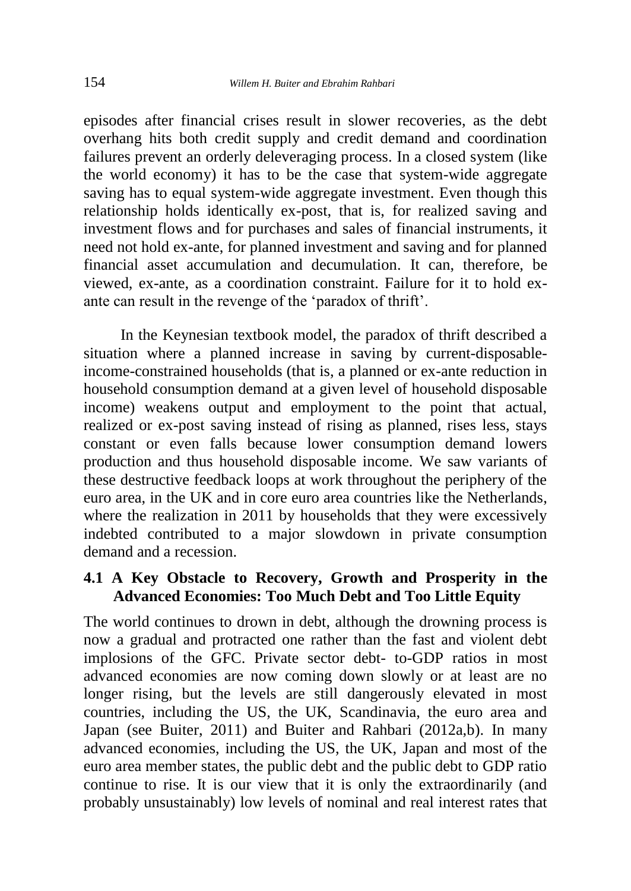episodes after financial crises result in slower recoveries, as the debt overhang hits both credit supply and credit demand and coordination failures prevent an orderly deleveraging process. In a closed system (like the world economy) it has to be the case that system-wide aggregate saving has to equal system-wide aggregate investment. Even though this relationship holds identically ex-post, that is, for realized saving and investment flows and for purchases and sales of financial instruments, it need not hold ex-ante, for planned investment and saving and for planned financial asset accumulation and decumulation. It can, therefore, be viewed, ex-ante, as a coordination constraint. Failure for it to hold ex-ante can result in the revenge of the 'paradox of thrift'.

In the Keynesian textbook model, the paradox of thrift described a situation where a planned increase in saving by current-disposable-income-constrained households (that is, a planned or ex-ante reduction in household consumption demand at a given level of household disposable income) weakens output and employment to the point that actual, realized or ex-post saving instead of rising as planned, rises less, stays constant or even falls because lower consumption demand lowers production and thus household disposable income. We saw variants of these destructive feedback loops at work throughout the periphery of the euro area, in the UK and in core euro area countries like the Netherlands, where the realization in 2011 by households that they were excessively indebted contributed to a major slowdown in private consumption demand and a recession.

### 4.1 A Key Obstacle to Recovery, Growth and Prosperity in the Advanced Economies: Too Much Debt and Too Little Equity

The world continues to drown in debt, although the drowning process is now a gradual and protracted one rather than the fast and violent debt implosions of the GFC. Private sector debt- to-GDP ratios in most advanced economies are now coming down slowly or at least are no longer rising, but the levels are still dangerously elevated in most countries, including the US, the UK, Scandinavia, the euro area and Japan (see Buiter, 2011) and Buiter and Rahbari (2012a,b). In many advanced economies, including the US, the UK, Japan and most of the euro area member states, the public debt and the public debt to GDP ratio continue to rise. It is our view that it is only the extraordinarily (and probably unsustainably) low levels of nominal and real interest rates that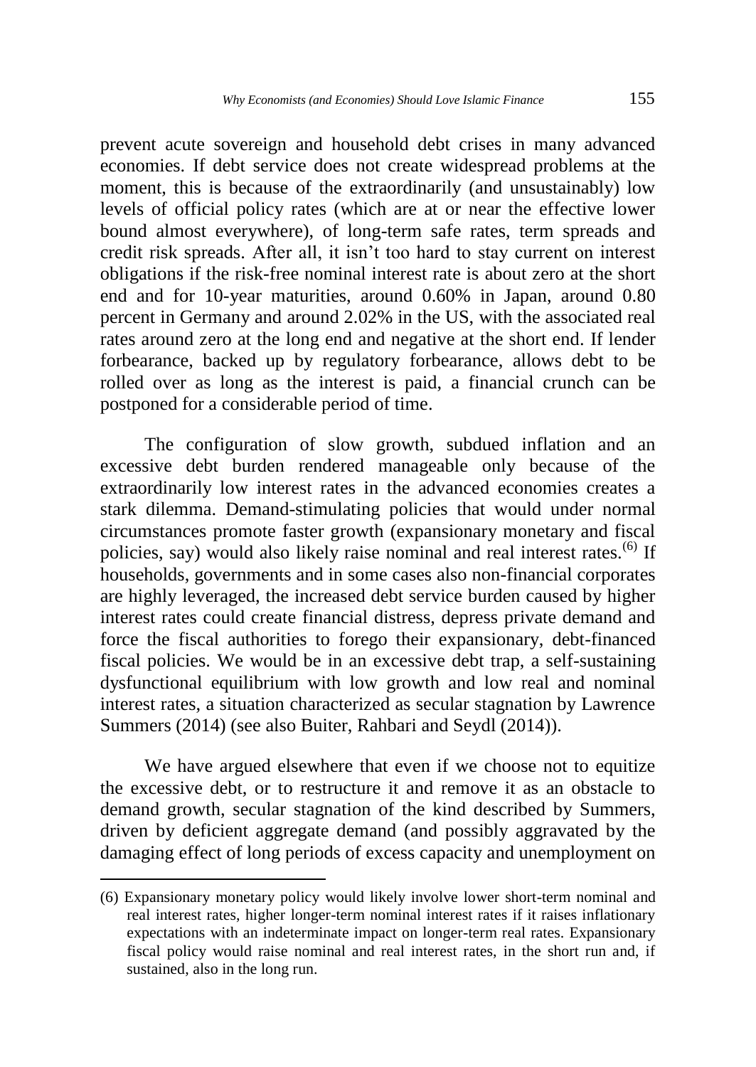prevent acute sovereign and household debt crises in many advanced economies. If debt service does not create widespread problems at the moment, this is because of the extraordinarily (and unsustainably) low levels of official policy rates (which are at or near the effective lower bound almost everywhere), of long-term safe rates, term spreads and credit risk spreads. After all, it isn't too hard to stay current on interest obligations if the risk-free nominal interest rate is about zero at the short end and for 10-year maturities, around 0.60% in Japan, around 0.80 percent in Germany and around 2.02% in the US, with the associated real rates around zero at the long end and negative at the short end. If lender forbearance, backed up by regulatory forbearance, allows debt to be rolled over as long as the interest is paid, a financial crunch can be postponed for a considerable period of time.

The configuration of slow growth, subdued inflation and an excessive debt burden rendered manageable only because of the extraordinarily low interest rates in the advanced economies creates a stark dilemma. Demand-stimulating policies that would under normal circumstances promote faster growth (expansionary monetary and fiscal policies, say) would also likely raise nominal and real interest rates.[(6)] If households, governments and in some cases also non-financial corporates are highly leveraged, the increased debt service burden caused by higher interest rates could create financial distress, depress private demand and force the fiscal authorities to forego their expansionary, debt-financed fiscal policies. We would be in an excessive debt trap, a self-sustaining dysfunctional equilibrium with low growth and low real and nominal interest rates, a situation characterized as secular stagnation by Lawrence Summers (2014) (see also Buiter, Rahbari and Seydl (2014)).

We have argued elsewhere that even if we choose not to equitize the excessive debt, or to restructure it and remove it as an obstacle to demand growth, secular stagnation of the kind described by Summers, driven by deficient aggregate demand (and possibly aggravated by the damaging effect of long periods of excess capacity and unemployment on

---

(6) Expansionary monetary policy would likely involve lower short-term nominal and real interest rates, higher longer-term nominal interest rates if it raises inflationary expectations with an indeterminate impact on longer-term real rates. Expansionary fiscal policy would raise nominal and real interest rates, in the short run and, if sustained, also in the long run.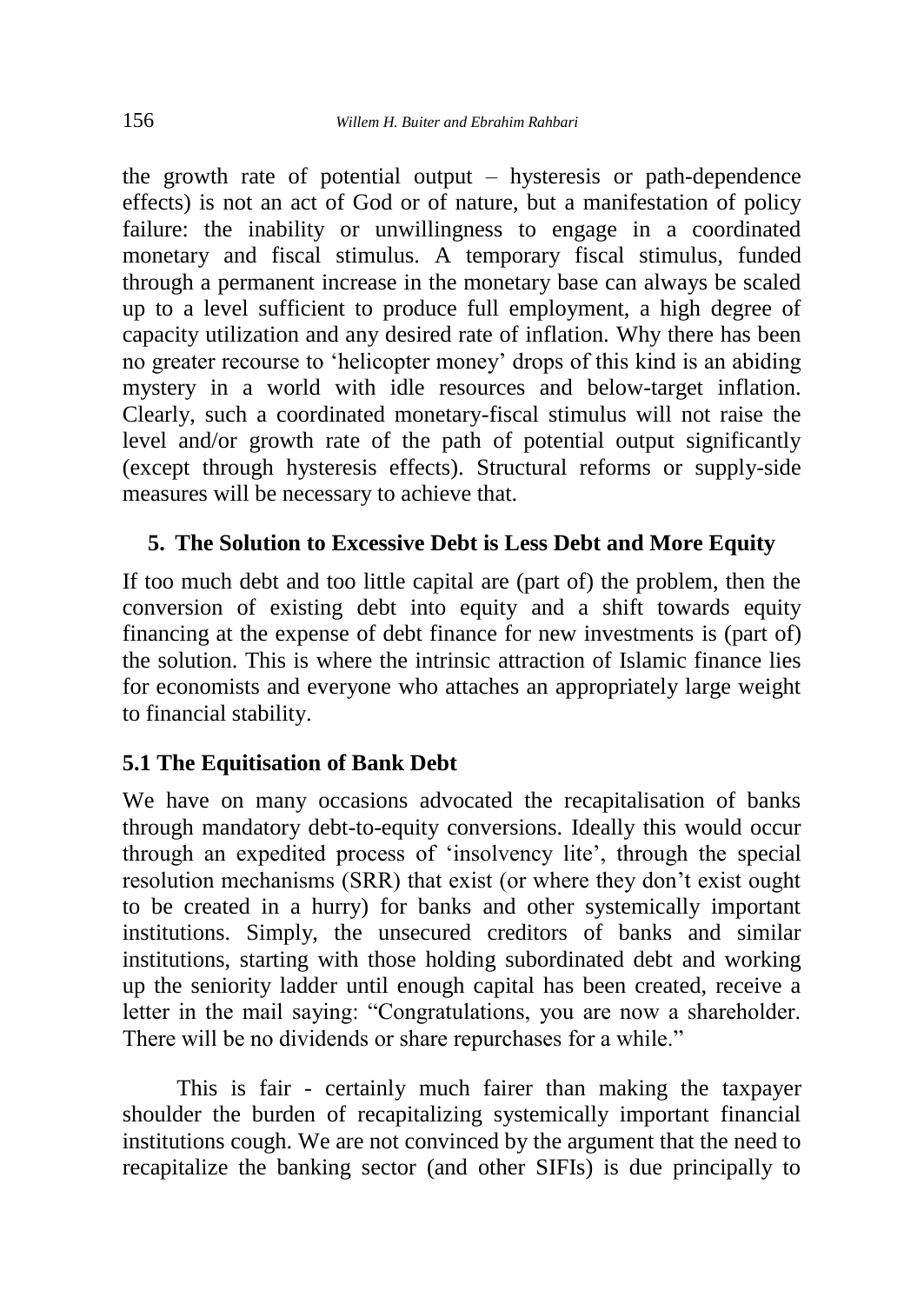the growth rate of potential output – hysteresis or path-dependence effects) is not an act of God or of nature, but a manifestation of policy failure: the inability or unwillingness to engage in a coordinated monetary and fiscal stimulus. A temporary fiscal stimulus, funded through a permanent increase in the monetary base can always be scaled up to a level sufficient to produce full employment, a high degree of capacity utilization and any desired rate of inflation. Why there has been no greater recourse to 'helicopter money' drops of this kind is an abiding mystery in a world with idle resources and below-target inflation. Clearly, such a coordinated monetary-fiscal stimulus will not raise the level and/or growth rate of the path of potential output significantly (except through hysteresis effects). Structural reforms or supply-side measures will be necessary to achieve that.

## 5. The Solution to Excessive Debt is Less Debt and More Equity

If too much debt and too little capital are (part of) the problem, then the conversion of existing debt into equity and a shift towards equity financing at the expense of debt finance for new investments is (part of) the solution. This is where the intrinsic attraction of Islamic finance lies for economists and everyone who attaches an appropriately large weight to financial stability.

### 5.1 The Equitisation of Bank Debt

We have on many occasions advocated the recapitalisation of banks through mandatory debt-to-equity conversions. Ideally this would occur through an expedited process of 'insolvency lite', through the special resolution mechanisms (SRR) that exist (or where they don't exist ought to be created in a hurry) for banks and other systemically important institutions. Simply, the unsecured creditors of banks and similar institutions, starting with those holding subordinated debt and working up the seniority ladder until enough capital has been created, receive a letter in the mail saying: "Congratulations, you are now a shareholder. There will be no dividends or share repurchases for a while."

This is fair - certainly much fairer than making the taxpayer shoulder the burden of recapitalizing systemically important financial institutions cough. We are not convinced by the argument that the need to recapitalize the banking sector (and other SIFIs) is due principally to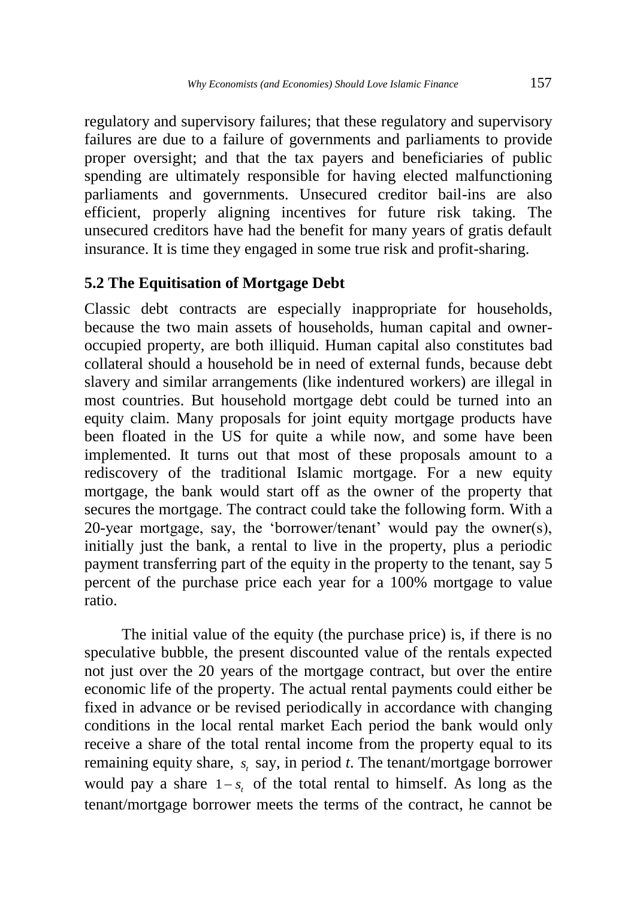regulatory and supervisory failures; that these regulatory and supervisory failures are due to a failure of governments and parliaments to provide proper oversight; and that the tax payers and beneficiaries of public spending are ultimately responsible for having elected malfunctioning parliaments and governments. Unsecured creditor bail-ins are also efficient, properly aligning incentives for future risk taking. The unsecured creditors have had the benefit for many years of gratis default insurance. It is time they engaged in some true risk and profit-sharing.

### 5.2 The Equitisation of Mortgage Debt

Classic debt contracts are especially inappropriate for households, because the two main assets of households, human capital and owner-occupied property, are both illiquid. Human capital also constitutes bad collateral should a household be in need of external funds, because debt slavery and similar arrangements (like indentured workers) are illegal in most countries. But household mortgage debt could be turned into an equity claim. Many proposals for joint equity mortgage products have been floated in the US for quite a while now, and some have been implemented. It turns out that most of these proposals amount to a rediscovery of the traditional Islamic mortgage. For a new equity mortgage, the bank would start off as the owner of the property that secures the mortgage. The contract could take the following form. With a 20-year mortgage, say, the 'borrower/tenant' would pay the owner(s), initially just the bank, a rental to live in the property, plus a periodic payment transferring part of the equity in the property to the tenant, say 5 percent of the purchase price each year for a 100% mortgage to value ratio.

The initial value of the equity (the purchase price) is, if there is no speculative bubble, the present discounted value of the rentals expected not just over the 20 years of the mortgage contract, but over the entire economic life of the property. The actual rental payments could either be fixed in advance or be revised periodically in accordance with changing conditions in the local rental market Each period the bank would only receive a share of the total rental income from the property equal to its remaining equity share, $s_t$ say, in period *t*. The tenant/mortgage borrower would pay a share $1-s_t$ of the total rental to himself. As long as the tenant/mortgage borrower meets the terms of the contract, he cannot be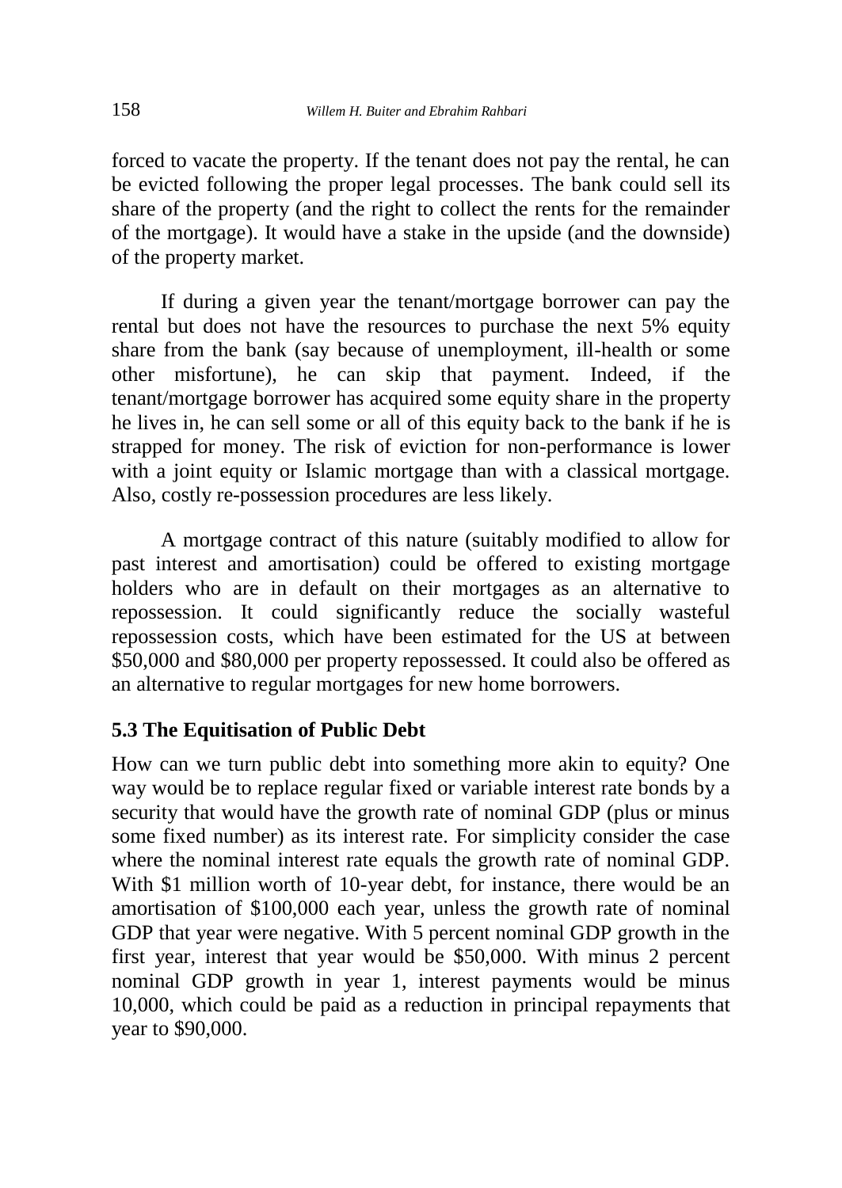forced to vacate the property. If the tenant does not pay the rental, he can be evicted following the proper legal processes. The bank could sell its share of the property (and the right to collect the rents for the remainder of the mortgage). It would have a stake in the upside (and the downside) of the property market.

If during a given year the tenant/mortgage borrower can pay the rental but does not have the resources to purchase the next 5% equity share from the bank (say because of unemployment, ill-health or some other misfortune), he can skip that payment. Indeed, if the tenant/mortgage borrower has acquired some equity share in the property he lives in, he can sell some or all of this equity back to the bank if he is strapped for money. The risk of eviction for non-performance is lower with a joint equity or Islamic mortgage than with a classical mortgage. Also, costly re-possession procedures are less likely.

A mortgage contract of this nature (suitably modified to allow for past interest and amortisation) could be offered to existing mortgage holders who are in default on their mortgages as an alternative to repossession. It could significantly reduce the socially wasteful repossession costs, which have been estimated for the US at between $50,000 and $80,000 per property repossessed. It could also be offered as an alternative to regular mortgages for new home borrowers.

### 5.3 The Equitisation of Public Debt

How can we turn public debt into something more akin to equity? One way would be to replace regular fixed or variable interest rate bonds by a security that would have the growth rate of nominal GDP (plus or minus some fixed number) as its interest rate. For simplicity consider the case where the nominal interest rate equals the growth rate of nominal GDP. With $1 million worth of 10-year debt, for instance, there would be an amortisation of $100,000 each year, unless the growth rate of nominal GDP that year were negative. With 5 percent nominal GDP growth in the first year, interest that year would be $50,000. With minus 2 percent nominal GDP growth in year 1, interest payments would be minus 10,000, which could be paid as a reduction in principal repayments that year to $90,000.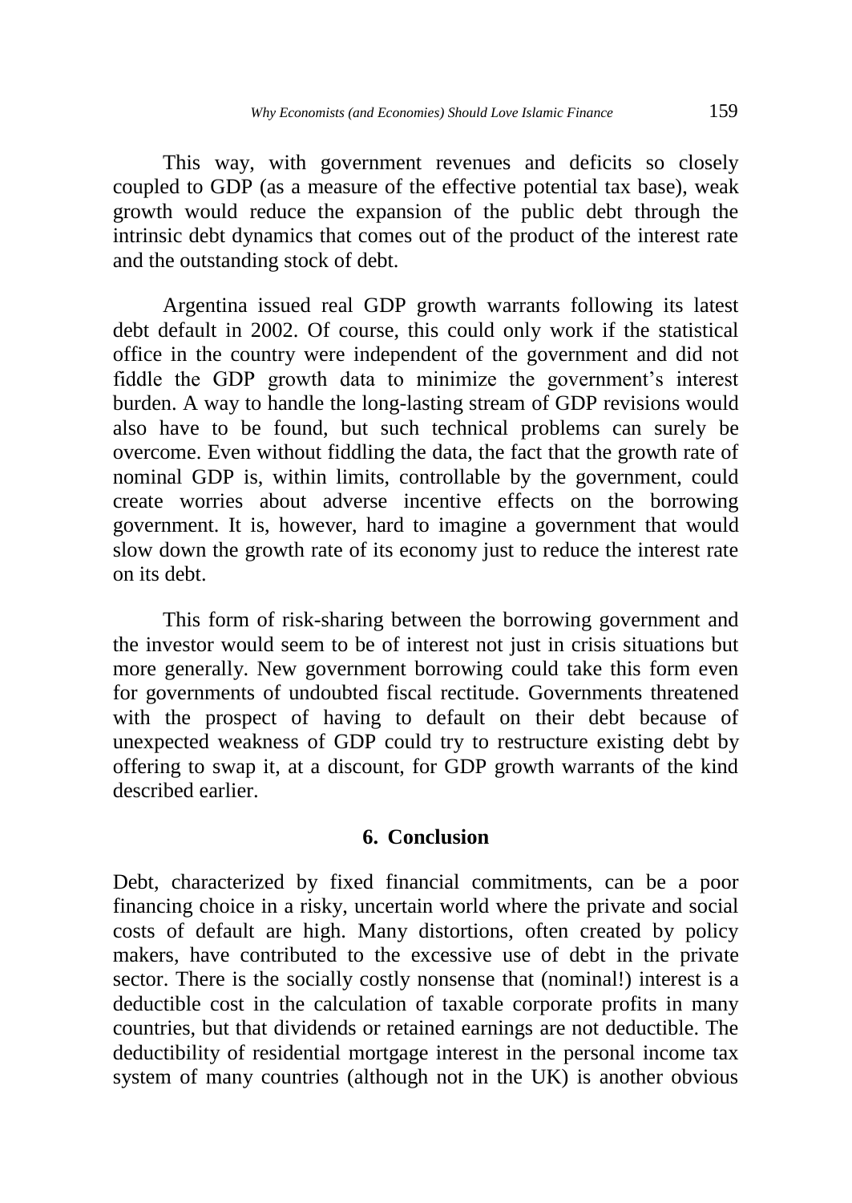This way, with government revenues and deficits so closely coupled to GDP (as a measure of the effective potential tax base), weak growth would reduce the expansion of the public debt through the intrinsic debt dynamics that comes out of the product of the interest rate and the outstanding stock of debt.

Argentina issued real GDP growth warrants following its latest debt default in 2002. Of course, this could only work if the statistical office in the country were independent of the government and did not fiddle the GDP growth data to minimize the government's interest burden. A way to handle the long-lasting stream of GDP revisions would also have to be found, but such technical problems can surely be overcome. Even without fiddling the data, the fact that the growth rate of nominal GDP is, within limits, controllable by the government, could create worries about adverse incentive effects on the borrowing government. It is, however, hard to imagine a government that would slow down the growth rate of its economy just to reduce the interest rate on its debt.

This form of risk-sharing between the borrowing government and the investor would seem to be of interest not just in crisis situations but more generally. New government borrowing could take this form even for governments of undoubted fiscal rectitude. Governments threatened with the prospect of having to default on their debt because of unexpected weakness of GDP could try to restructure existing debt by offering to swap it, at a discount, for GDP growth warrants of the kind described earlier.

## 6. Conclusion

Debt, characterized by fixed financial commitments, can be a poor financing choice in a risky, uncertain world where the private and social costs of default are high. Many distortions, often created by policy makers, have contributed to the excessive use of debt in the private sector. There is the socially costly nonsense that (nominal!) interest is a deductible cost in the calculation of taxable corporate profits in many countries, but that dividends or retained earnings are not deductible. The deductibility of residential mortgage interest in the personal income tax system of many countries (although not in the UK) is another obvious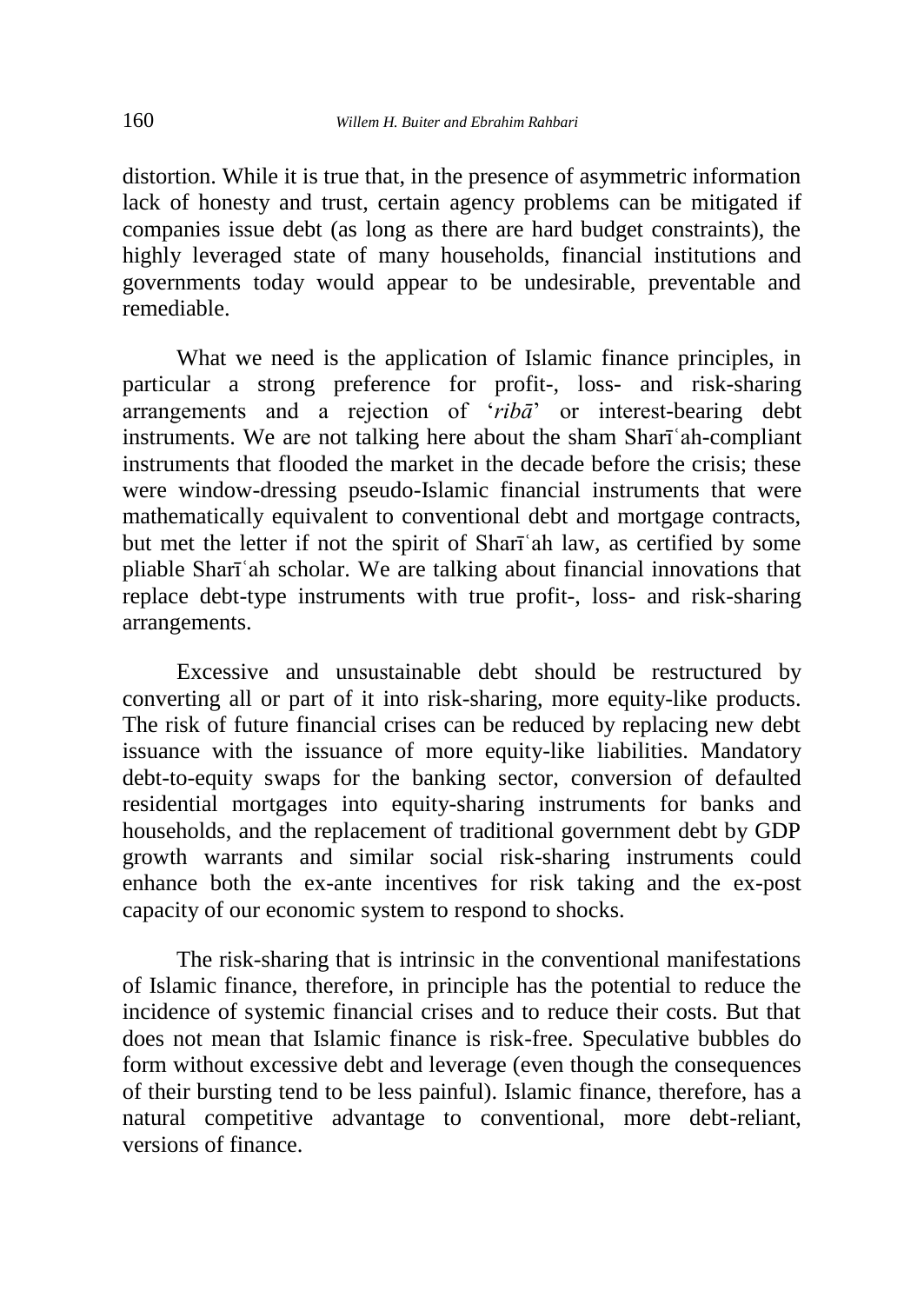distortion. While it is true that, in the presence of asymmetric information lack of honesty and trust, certain agency problems can be mitigated if companies issue debt (as long as there are hard budget constraints), the highly leveraged state of many households, financial institutions and governments today would appear to be undesirable, preventable and remediable.

What we need is the application of Islamic finance principles, in particular a strong preference for profit-, loss- and risk-sharing arrangements and a rejection of '*ribā*' or interest-bearing debt instruments. We are not talking here about the sham Sharīʿah-compliant instruments that flooded the market in the decade before the crisis; these were window-dressing pseudo-Islamic financial instruments that were mathematically equivalent to conventional debt and mortgage contracts, but met the letter if not the spirit of Sharīʿah law, as certified by some pliable Sharīʿah scholar. We are talking about financial innovations that replace debt-type instruments with true profit-, loss- and risk-sharing arrangements.

Excessive and unsustainable debt should be restructured by converting all or part of it into risk-sharing, more equity-like products. The risk of future financial crises can be reduced by replacing new debt issuance with the issuance of more equity-like liabilities. Mandatory debt-to-equity swaps for the banking sector, conversion of defaulted residential mortgages into equity-sharing instruments for banks and households, and the replacement of traditional government debt by GDP growth warrants and similar social risk-sharing instruments could enhance both the ex-ante incentives for risk taking and the ex-post capacity of our economic system to respond to shocks.

The risk-sharing that is intrinsic in the conventional manifestations of Islamic finance, therefore, in principle has the potential to reduce the incidence of systemic financial crises and to reduce their costs. But that does not mean that Islamic finance is risk-free. Speculative bubbles do form without excessive debt and leverage (even though the consequences of their bursting tend to be less painful). Islamic finance, therefore, has a natural competitive advantage to conventional, more debt-reliant, versions of finance.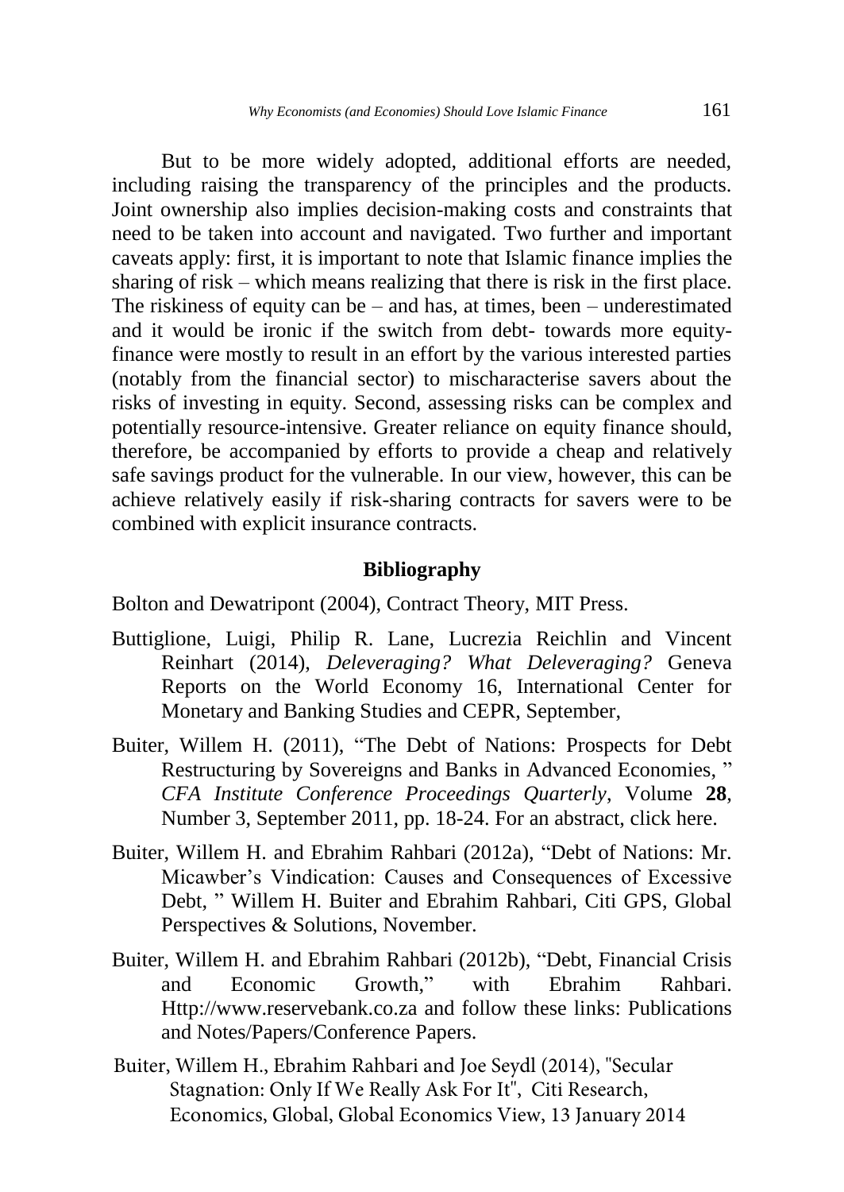But to be more widely adopted, additional efforts are needed, including raising the transparency of the principles and the products. Joint ownership also implies decision-making costs and constraints that need to be taken into account and navigated. Two further and important caveats apply: first, it is important to note that Islamic finance implies the sharing of risk – which means realizing that there is risk in the first place. The riskiness of equity can be – and has, at times, been – underestimated and it would be ironic if the switch from debt- towards more equity-finance were mostly to result in an effort by the various interested parties (notably from the financial sector) to mischaracterise savers about the risks of investing in equity. Second, assessing risks can be complex and potentially resource-intensive. Greater reliance on equity finance should, therefore, be accompanied by efforts to provide a cheap and relatively safe savings product for the vulnerable. In our view, however, this can be achieve relatively easily if risk-sharing contracts for savers were to be combined with explicit insurance contracts.

## Bibliography

Bolton and Dewatripont (2004), Contract Theory, MIT Press.

Buttiglione, Luigi, Philip R. Lane, Lucrezia Reichlin and Vincent Reinhart (2014), *Deleveraging? What Deleveraging?* Geneva Reports on the World Economy 16, International Center for Monetary and Banking Studies and CEPR, September,

Buiter, Willem H. (2011), "The Debt of Nations: Prospects for Debt Restructuring by Sovereigns and Banks in Advanced Economies, " *CFA Institute Conference Proceedings Quarterly*, Volume **28**, Number 3, September 2011, pp. 18-24. For an abstract, click here.

Buiter, Willem H. and Ebrahim Rahbari (2012a), "Debt of Nations: Mr. Micawber's Vindication: Causes and Consequences of Excessive Debt, " Willem H. Buiter and Ebrahim Rahbari, Citi GPS, Global Perspectives & Solutions, November.

Buiter, Willem H. and Ebrahim Rahbari (2012b), "Debt, Financial Crisis and Economic Growth," with Ebrahim Rahbari. Http://www.reservebank.co.za and follow these links: Publications and Notes/Papers/Conference Papers.

Buiter, Willem H., Ebrahim Rahbari and Joe Seydl (2014), "Secular Stagnation: Only If We Really Ask For It", Citi Research, Economics, Global, Global Economics View, 13 January 2014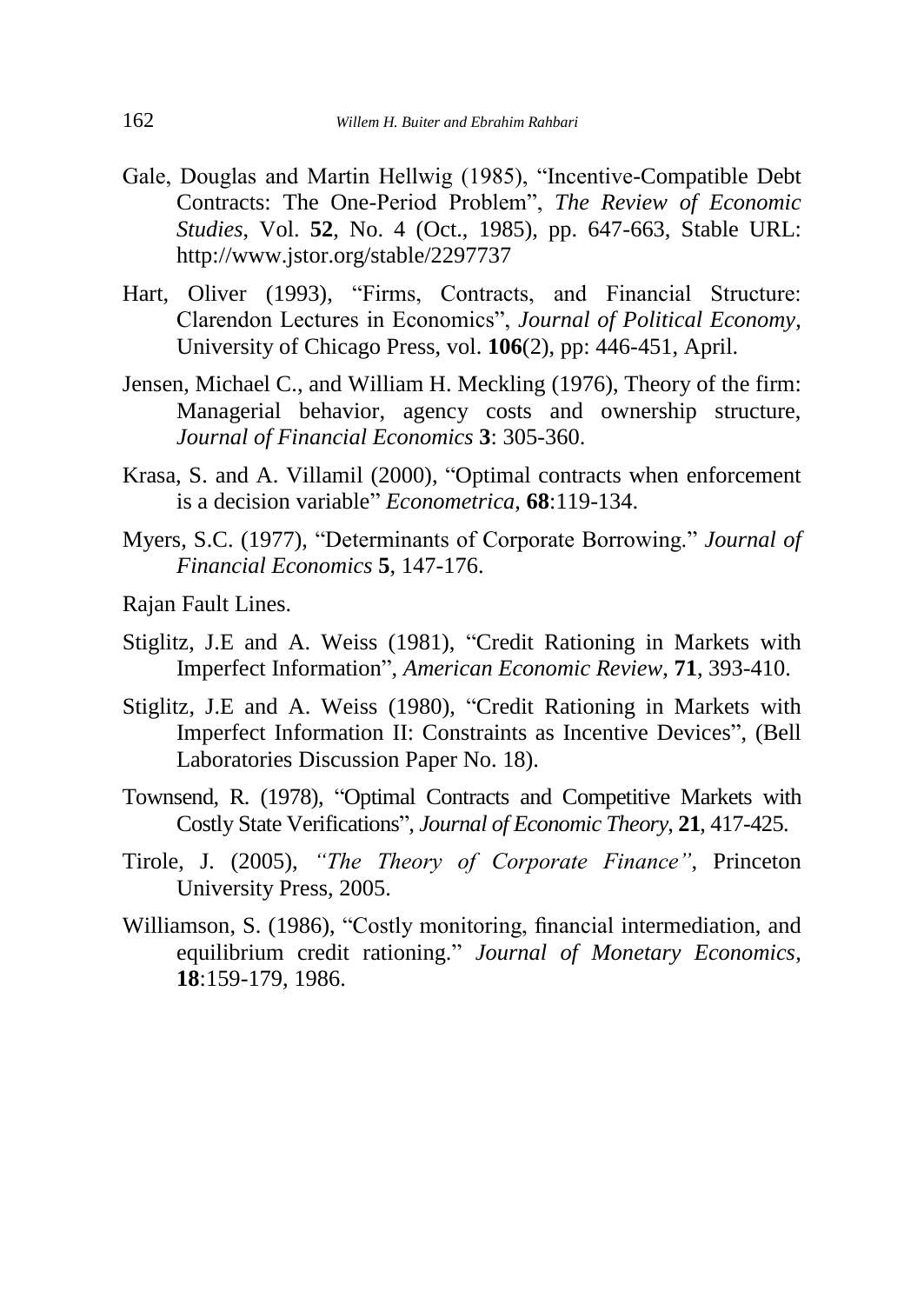Gale, Douglas and Martin Hellwig (1985), "Incentive-Compatible Debt Contracts: The One-Period Problem", *The Review of Economic Studies*, Vol. **52**, No. 4 (Oct., 1985), pp. 647-663, Stable URL: http://www.jstor.org/stable/2297737

Hart, Oliver (1993), "Firms, Contracts, and Financial Structure: Clarendon Lectures in Economics", *Journal of Political Economy*, University of Chicago Press, vol. **106**(2), pp: 446-451, April.

Jensen, Michael C., and William H. Meckling (1976), Theory of the firm: Managerial behavior, agency costs and ownership structure, *Journal of Financial Economics* **3**: 305-360.

Krasa, S. and A. Villamil (2000), "Optimal contracts when enforcement is a decision variable" *Econometrica*, **68**:119-134.

Myers, S.C. (1977), "Determinants of Corporate Borrowing." *Journal of Financial Economics* **5**, 147-176.

Rajan Fault Lines.

Stiglitz, J.E and A. Weiss (1981), "Credit Rationing in Markets with Imperfect Information", *American Economic Review*, **71**, 393-410.

Stiglitz, J.E and A. Weiss (1980), "Credit Rationing in Markets with Imperfect Information II: Constraints as Incentive Devices", (Bell Laboratories Discussion Paper No. 18).

Townsend, R. (1978), "Optimal Contracts and Competitive Markets with Costly State Verifications", *Journal of Economic Theory*, **21**, 417-425.

Tirole, J. (2005), *"The Theory of Corporate Finance"*, Princeton University Press, 2005.

Williamson, S. (1986), "Costly monitoring, financial intermediation, and equilibrium credit rationing." *Journal of Monetary Economics*, **18**:159-179, 1986.